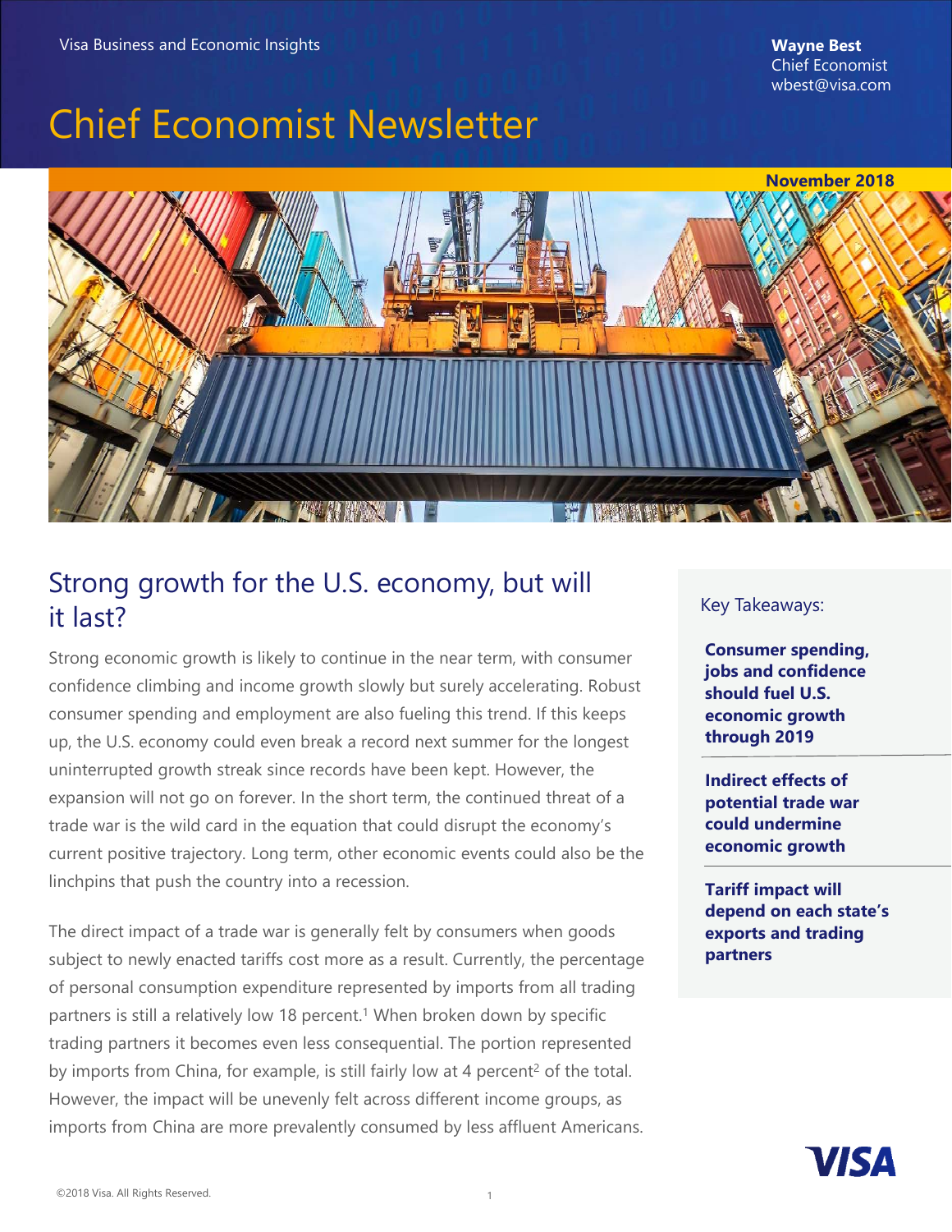Visa Business and Economic Insights

**Wayne Best**
Chief Economist
wbest@visa.com

# Chief Economist Newsletter

**November 2018**

## Strong growth for the U.S. economy, but will it last?

Strong economic growth is likely to continue in the near term, with consumer confidence climbing and income growth slowly but surely accelerating. Robust consumer spending and employment are also fueling this trend. If this keeps up, the U.S. economy could even break a record next summer for the longest uninterrupted growth streak since records have been kept. However, the expansion will not go on forever. In the short term, the continued threat of a trade war is the wild card in the equation that could disrupt the economy's current positive trajectory. Long term, other economic events could also be the linchpins that push the country into a recession.

The direct impact of a trade war is generally felt by consumers when goods subject to newly enacted tariffs cost more as a result. Currently, the percentage of personal consumption expenditure represented by imports from all trading partners is still a relatively low 18 percent.[1] When broken down by specific trading partners it becomes even less consequential. The portion represented by imports from China, for example, is still fairly low at 4 percent[2] of the total. However, the impact will be unevenly felt across different income groups, as imports from China are more prevalently consumed by less affluent Americans.

Key Takeaways:

- **Consumer spending, jobs and confidence should fuel U.S. economic growth through 2019**
- **Indirect effects of potential trade war could undermine economic growth**
- **Tariff impact will depend on each state's exports and trading partners**

©2018 Visa. All Rights Reserved.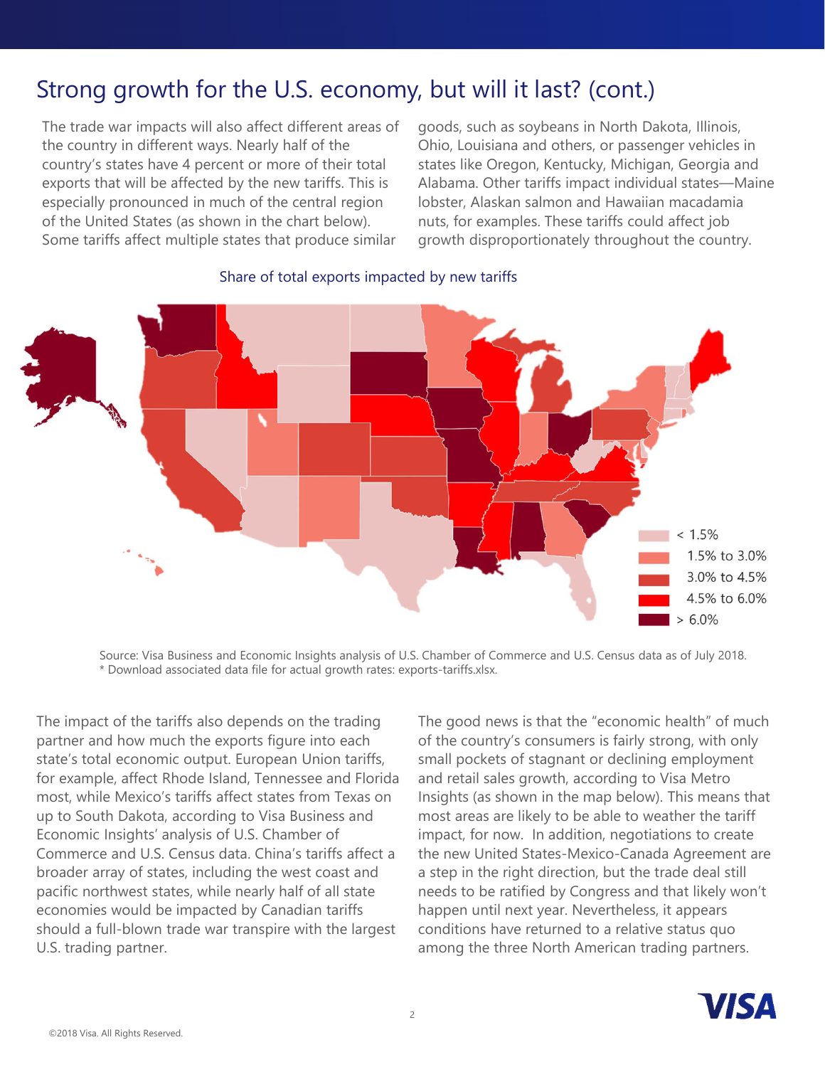# Strong growth for the U.S. economy, but will it last? (cont.)

The trade war impacts will also affect different areas of the country in different ways. Nearly half of the country's states have 4 percent or more of their total exports that will be affected by the new tariffs. This is especially pronounced in much of the central region of the United States (as shown in the chart below). Some tariffs affect multiple states that produce similar goods, such as soybeans in North Dakota, Illinois, Ohio, Louisiana and others, or passenger vehicles in states like Oregon, Kentucky, Michigan, Georgia and Alabama. Other tariffs impact individual states—Maine lobster, Alaskan salmon and Hawaiian macadamia nuts, for examples. These tariffs could affect job growth disproportionately throughout the country.

Share of total exports impacted by new tariffs

< 1.5%
1.5% to 3.0%
3.0% to 4.5%
4.5% to 6.0%
> 6.0%

Source: Visa Business and Economic Insights analysis of U.S. Chamber of Commerce and U.S. Census data as of July 2018.
* Download associated data file for actual growth rates: exports-tariffs.xlsx.

The impact of the tariffs also depends on the trading partner and how much the exports figure into each state's total economic output. European Union tariffs, for example, affect Rhode Island, Tennessee and Florida most, while Mexico's tariffs affect states from Texas on up to South Dakota, according to Visa Business and Economic Insights' analysis of U.S. Chamber of Commerce and U.S. Census data. China's tariffs affect a broader array of states, including the west coast and pacific northwest states, while nearly half of all state economies would be impacted by Canadian tariffs should a full-blown trade war transpire with the largest U.S. trading partner.

The good news is that the "economic health" of much of the country's consumers is fairly strong, with only small pockets of stagnant or declining employment and retail sales growth, according to Visa Metro Insights (as shown in the map below). This means that most areas are likely to be able to weather the tariff impact, for now. In addition, negotiations to create the new United States-Mexico-Canada Agreement are a step in the right direction, but the trade deal still needs to be ratified by Congress and that likely won't happen until next year. Nevertheless, it appears conditions have returned to a relative status quo among the three North American trading partners.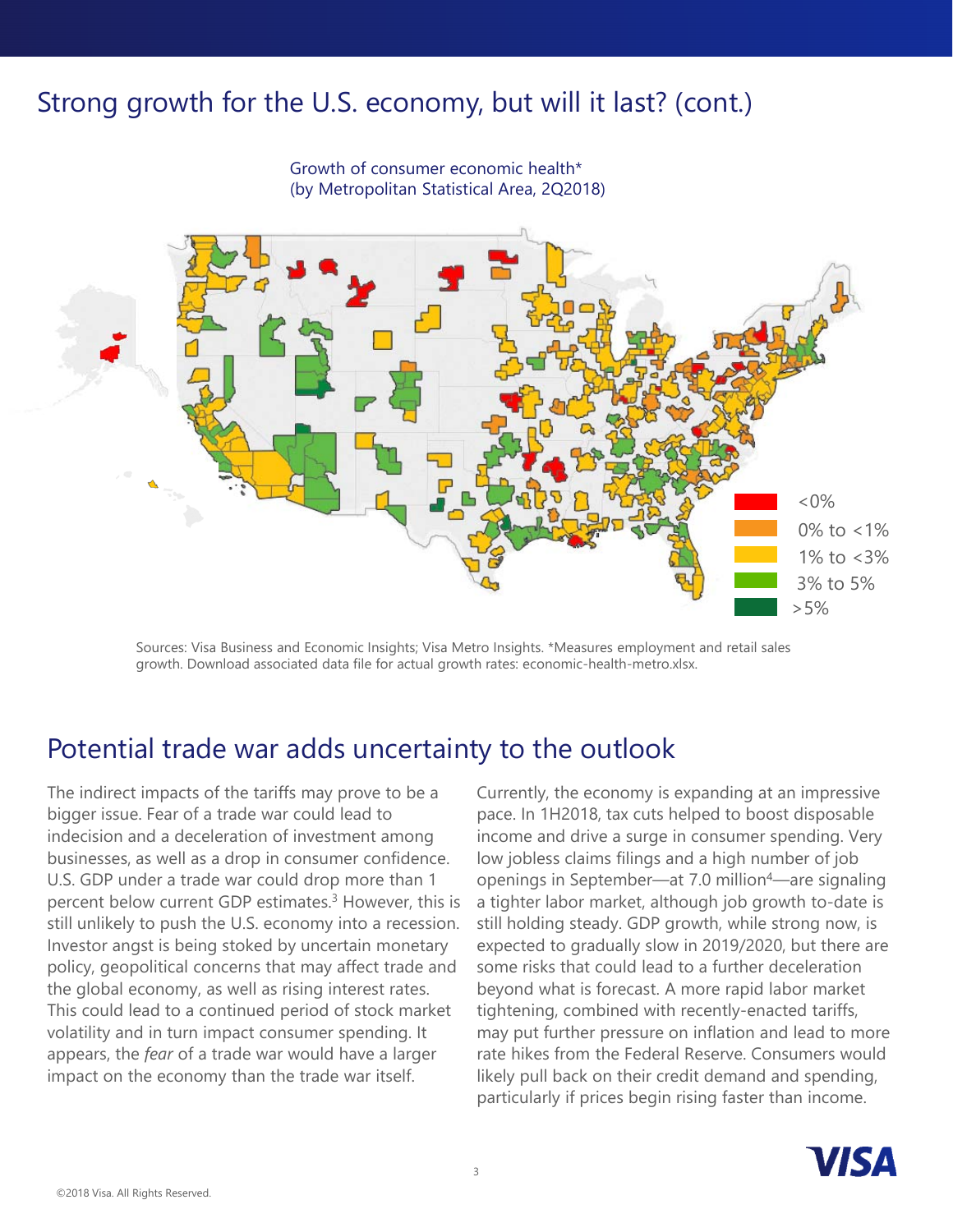## Strong growth for the U.S. economy, but will it last? (cont.)

Growth of consumer economic health*
(by Metropolitan Statistical Area, 2Q2018)

<0%
0% to <1%
1% to <3%
3% to 5%
>5%

Sources: Visa Business and Economic Insights; Visa Metro Insights. *Measures employment and retail sales growth. Download associated data file for actual growth rates: economic-health-metro.xlsx.

## Potential trade war adds uncertainty to the outlook

The indirect impacts of the tariffs may prove to be a bigger issue. Fear of a trade war could lead to indecision and a deceleration of investment among businesses, as well as a drop in consumer confidence. U.S. GDP under a trade war could drop more than 1 percent below current GDP estimates.[3] However, this is still unlikely to push the U.S. economy into a recession. Investor angst is being stoked by uncertain monetary policy, geopolitical concerns that may affect trade and the global economy, as well as rising interest rates. This could lead to a continued period of stock market volatility and in turn impact consumer spending. It appears, the *fear* of a trade war would have a larger impact on the economy than the trade war itself.

Currently, the economy is expanding at an impressive pace. In 1H2018, tax cuts helped to boost disposable income and drive a surge in consumer spending. Very low jobless claims filings and a high number of job openings in September—at 7.0 million[4]—are signaling a tighter labor market, although job growth to-date is still holding steady. GDP growth, while strong now, is expected to gradually slow in 2019/2020, but there are some risks that could lead to a further deceleration beyond what is forecast. A more rapid labor market tightening, combined with recently-enacted tariffs, may put further pressure on inflation and lead to more rate hikes from the Federal Reserve. Consumers would likely pull back on their credit demand and spending, particularly if prices begin rising faster than income.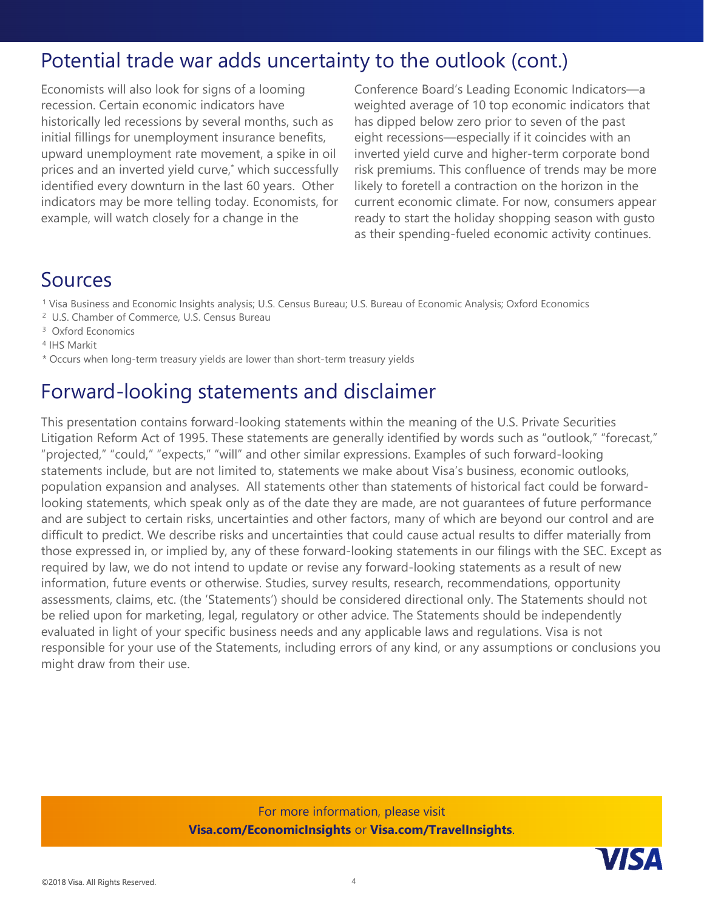## Potential trade war adds uncertainty to the outlook (cont.)

Economists will also look for signs of a looming recession. Certain economic indicators have historically led recessions by several months, such as initial fillings for unemployment insurance benefits, upward unemployment rate movement, a spike in oil prices and an inverted yield curve,* which successfully identified every downturn in the last 60 years. Other indicators may be more telling today. Economists, for example, will watch closely for a change in the Conference Board's Leading Economic Indicators—a weighted average of 10 top economic indicators that has dipped below zero prior to seven of the past eight recessions—especially if it coincides with an inverted yield curve and higher-term corporate bond risk premiums. This confluence of trends may be more likely to foretell a contraction on the horizon in the current economic climate. For now, consumers appear ready to start the holiday shopping season with gusto as their spending-fueled economic activity continues.

## Sources

[1] Visa Business and Economic Insights analysis; U.S. Census Bureau; U.S. Bureau of Economic Analysis; Oxford Economics

[2] U.S. Chamber of Commerce, U.S. Census Bureau

[3] Oxford Economics

[4] IHS Markit

* Occurs when long-term treasury yields are lower than short-term treasury yields

## Forward-looking statements and disclaimer

This presentation contains forward-looking statements within the meaning of the U.S. Private Securities Litigation Reform Act of 1995. These statements are generally identified by words such as "outlook," "forecast," "projected," "could," "expects," "will" and other similar expressions. Examples of such forward-looking statements include, but are not limited to, statements we make about Visa's business, economic outlooks, population expansion and analyses. All statements other than statements of historical fact could be forward-looking statements, which speak only as of the date they are made, are not guarantees of future performance and are subject to certain risks, uncertainties and other factors, many of which are beyond our control and are difficult to predict. We describe risks and uncertainties that could cause actual results to differ materially from those expressed in, or implied by, any of these forward-looking statements in our filings with the SEC. Except as required by law, we do not intend to update or revise any forward-looking statements as a result of new information, future events or otherwise. Studies, survey results, research, recommendations, opportunity assessments, claims, etc. (the 'Statements') should be considered directional only. The Statements should not be relied upon for marketing, legal, regulatory or other advice. The Statements should be independently evaluated in light of your specific business needs and any applicable laws and regulations. Visa is not responsible for your use of the Statements, including errors of any kind, or any assumptions or conclusions you might draw from their use.

For more information, please visit
**Visa.com/EconomicInsights** or **Visa.com/TravelInsights**.

VISA

©2018 Visa. All Rights Reserved.